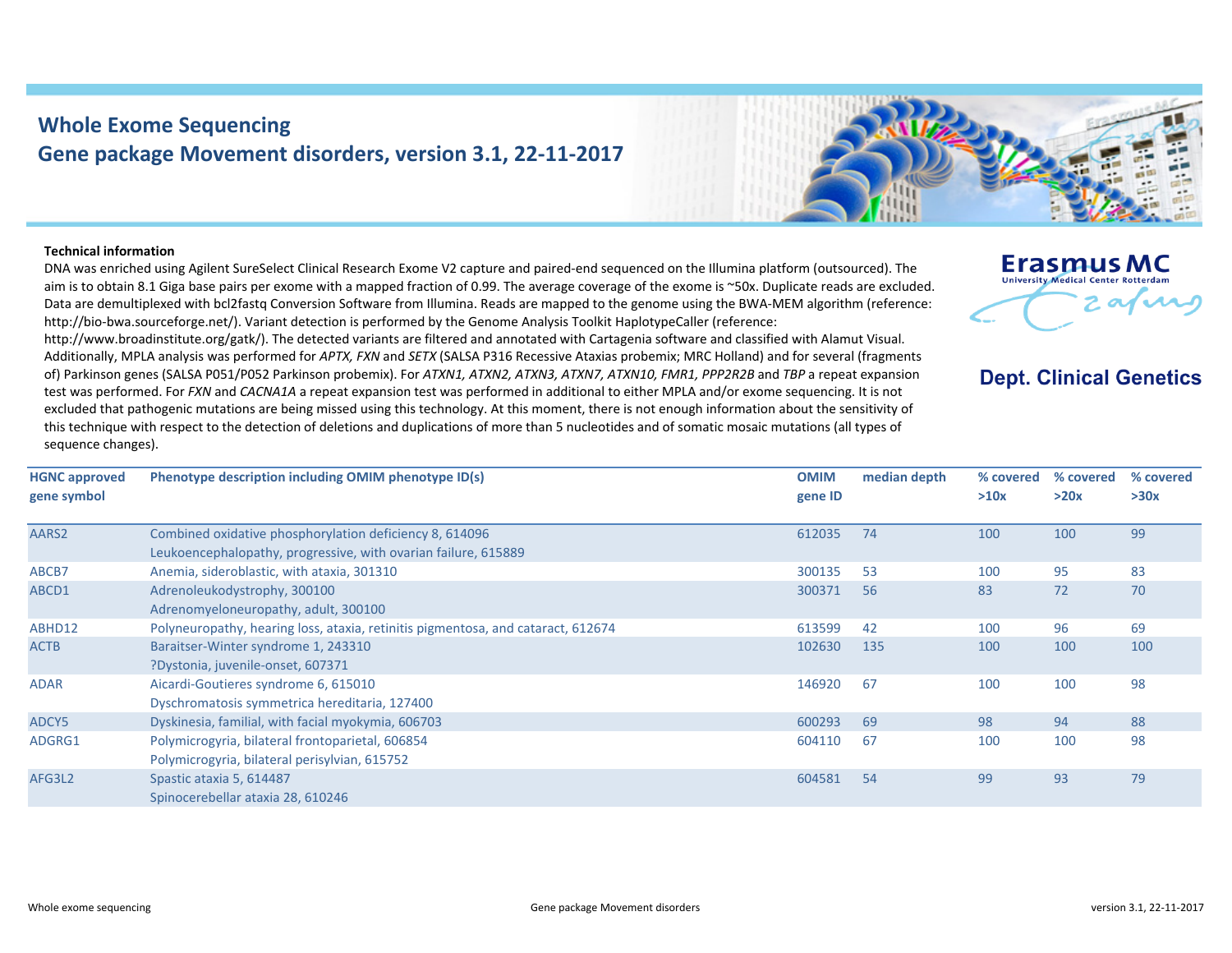# Whole Exome Sequencing
## Gene package Movement disorders, version 3.1, 22-11-2017

Erasmus MC
University Medical Center Rotterdam

**Dept. Clinical Genetics**

**Technical information**

DNA was enriched using Agilent SureSelect Clinical Research Exome V2 capture and paired-end sequenced on the Illumina platform (outsourced). The aim is to obtain 8.1 Giga base pairs per exome with a mapped fraction of 0.99. The average coverage of the exome is ~50x. Duplicate reads are excluded. Data are demultiplexed with bcl2fastq Conversion Software from Illumina. Reads are mapped to the genome using the BWA-MEM algorithm (reference: http://bio-bwa.sourceforge.net/). Variant detection is performed by the Genome Analysis Toolkit HaplotypeCaller (reference: http://www.broadinstitute.org/gatk/). The detected variants are filtered and annotated with Cartagenia software and classified with Alamut Visual. Additionally, MPLA analysis was performed for *APTX, FXN* and *SETX* (SALSA P316 Recessive Ataxias probemix; MRC Holland) and for several (fragments of) Parkinson genes (SALSA P051/P052 Parkinson probemix). For *ATXN1, ATXN2, ATXN3, ATXN7, ATXN10, FMR1, PPP2R2B* and *TBP* a repeat expansion test was performed. For *FXN* and *CACNA1A* a repeat expansion test was performed in additional to either MPLA and/or exome sequencing. It is not excluded that pathogenic mutations are being missed using this technology. At this moment, there is not enough information about the sensitivity of this technique with respect to the detection of deletions and duplications of more than 5 nucleotides and of somatic mosaic mutations (all types of sequence changes).

| HGNC approved gene symbol | Phenotype description including OMIM phenotype ID(s) | OMIM gene ID | median depth | % covered >10x | % covered >20x | % covered >30x |
|---|---|---|---|---|---|---|
| AARS2 | Combined oxidative phosphorylation deficiency 8, 614096<br>Leukoencephalopathy, progressive, with ovarian failure, 615889 | 612035 | 74 | 100 | 100 | 99 |
| ABCB7 | Anemia, sideroblastic, with ataxia, 301310 | 300135 | 53 | 100 | 95 | 83 |
| ABCD1 | Adrenoleukodystrophy, 300100<br>Adrenomyeloneuropathy, adult, 300100 | 300371 | 56 | 83 | 72 | 70 |
| ABHD12 | Polyneuropathy, hearing loss, ataxia, retinitis pigmentosa, and cataract, 612674 | 613599 | 42 | 100 | 96 | 69 |
| ACTB | Baraitser-Winter syndrome 1, 243310<br>?Dystonia, juvenile-onset, 607371 | 102630 | 135 | 100 | 100 | 100 |
| ADAR | Aicardi-Goutieres syndrome 6, 615010<br>Dyschromatosis symmetrica hereditaria, 127400 | 146920 | 67 | 100 | 100 | 98 |
| ADCY5 | Dyskinesia, familial, with facial myokymia, 606703 | 600293 | 69 | 98 | 94 | 88 |
| ADGRG1 | Polymicrogyria, bilateral frontoparietal, 606854<br>Polymicrogyria, bilateral perisylvian, 615752 | 604110 | 67 | 100 | 100 | 98 |
| AFG3L2 | Spastic ataxia 5, 614487<br>Spinocerebellar ataxia 28, 610246 | 604581 | 54 | 99 | 93 | 79 |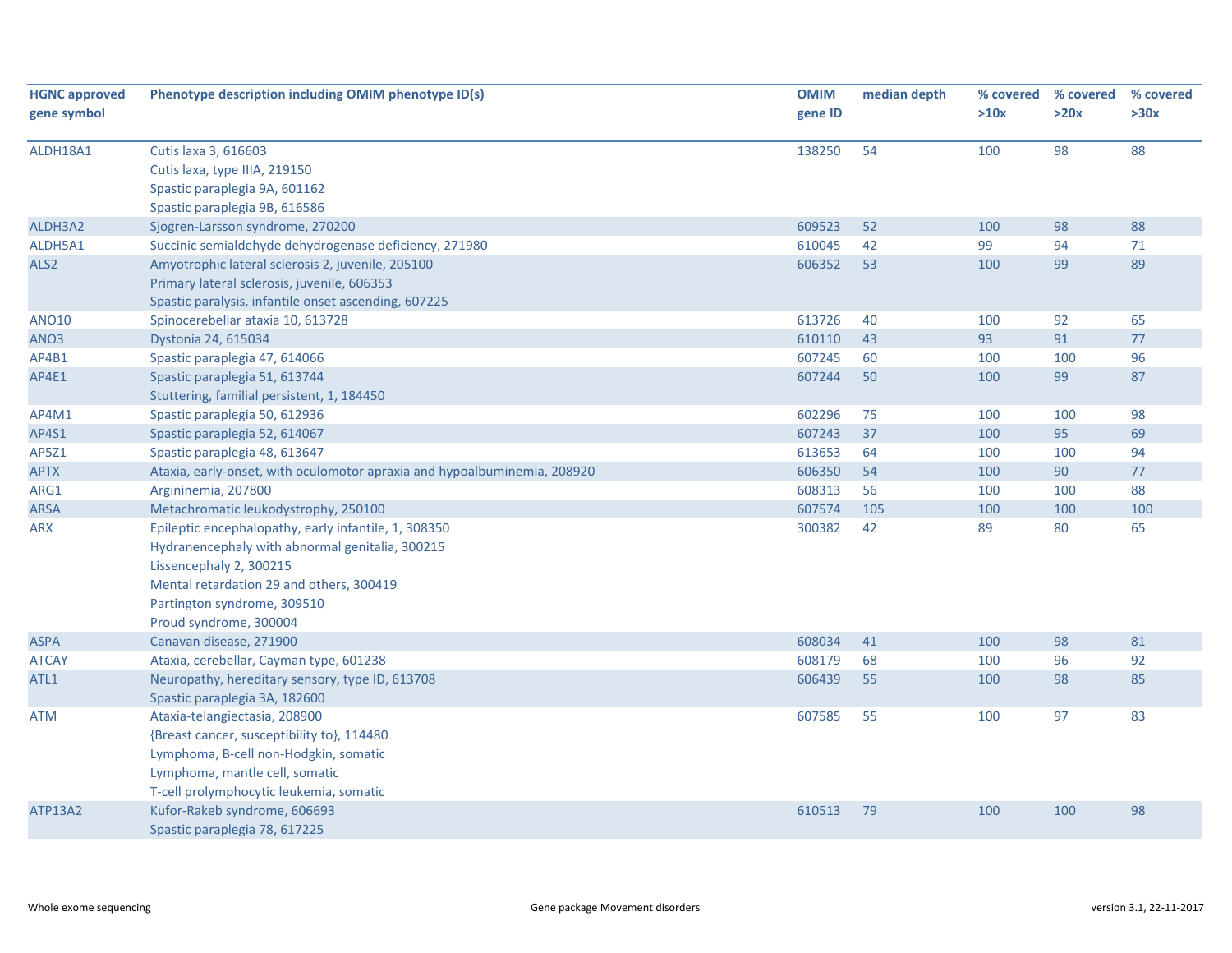| HGNC approved gene symbol | Phenotype description including OMIM phenotype ID(s) | OMIM gene ID | median depth | % covered >10x | % covered >20x | % covered >30x |
|---|---|---|---|---|---|---|
| ALDH18A1 | Cutis laxa 3, 616603<br>Cutis laxa, type IIIA, 219150<br>Spastic paraplegia 9A, 601162<br>Spastic paraplegia 9B, 616586 | 138250 | 54 | 100 | 98 | 88 |
| ALDH3A2 | Sjogren-Larsson syndrome, 270200 | 609523 | 52 | 100 | 98 | 88 |
| ALDH5A1 | Succinic semialdehyde dehydrogenase deficiency, 271980 | 610045 | 42 | 99 | 94 | 71 |
| ALS2 | Amyotrophic lateral sclerosis 2, juvenile, 205100<br>Primary lateral sclerosis, juvenile, 606353<br>Spastic paralysis, infantile onset ascending, 607225 | 606352 | 53 | 100 | 99 | 89 |
| ANO10 | Spinocerebellar ataxia 10, 613728 | 613726 | 40 | 100 | 92 | 65 |
| ANO3 | Dystonia 24, 615034 | 610110 | 43 | 93 | 91 | 77 |
| AP4B1 | Spastic paraplegia 47, 614066 | 607245 | 60 | 100 | 100 | 96 |
| AP4E1 | Spastic paraplegia 51, 613744<br>Stuttering, familial persistent, 1, 184450 | 607244 | 50 | 100 | 99 | 87 |
| AP4M1 | Spastic paraplegia 50, 612936 | 602296 | 75 | 100 | 100 | 98 |
| AP4S1 | Spastic paraplegia 52, 614067 | 607243 | 37 | 100 | 95 | 69 |
| AP5Z1 | Spastic paraplegia 48, 613647 | 613653 | 64 | 100 | 100 | 94 |
| APTX | Ataxia, early-onset, with oculomotor apraxia and hypoalbuminemia, 208920 | 606350 | 54 | 100 | 90 | 77 |
| ARG1 | Argininemia, 207800 | 608313 | 56 | 100 | 100 | 88 |
| ARSA | Metachromatic leukodystrophy, 250100 | 607574 | 105 | 100 | 100 | 100 |
| ARX | Epileptic encephalopathy, early infantile, 1, 308350<br>Hydranencephaly with abnormal genitalia, 300215<br>Lissencephaly 2, 300215<br>Mental retardation 29 and others, 300419<br>Partington syndrome, 309510<br>Proud syndrome, 300004 | 300382 | 42 | 89 | 80 | 65 |
| ASPA | Canavan disease, 271900 | 608034 | 41 | 100 | 98 | 81 |
| ATCAY | Ataxia, cerebellar, Cayman type, 601238 | 608179 | 68 | 100 | 96 | 92 |
| ATL1 | Neuropathy, hereditary sensory, type ID, 613708<br>Spastic paraplegia 3A, 182600 | 606439 | 55 | 100 | 98 | 85 |
| ATM | Ataxia-telangiectasia, 208900<br>{Breast cancer, susceptibility to}, 114480<br>Lymphoma, B-cell non-Hodgkin, somatic<br>Lymphoma, mantle cell, somatic<br>T-cell prolymphocytic leukemia, somatic | 607585 | 55 | 100 | 97 | 83 |
| ATP13A2 | Kufor-Rakeb syndrome, 606693<br>Spastic paraplegia 78, 617225 | 610513 | 79 | 100 | 100 | 98 |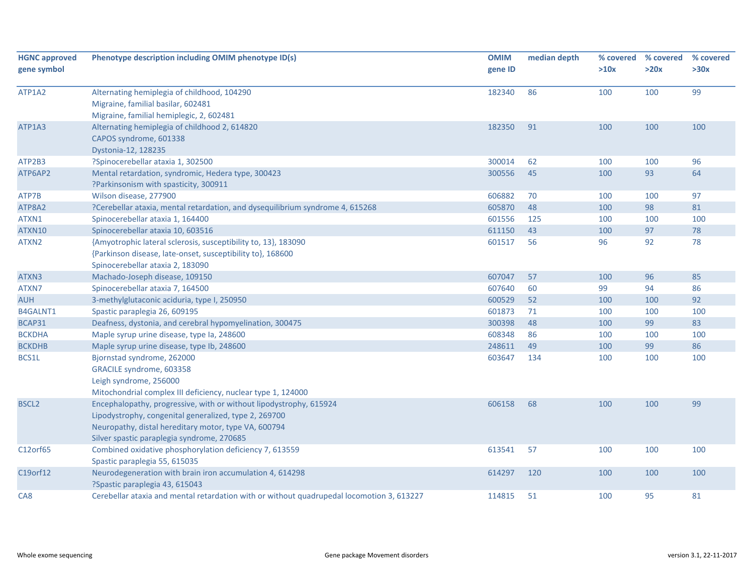| HGNC approved gene symbol | Phenotype description including OMIM phenotype ID(s) | OMIM gene ID | median depth | % covered >10x | % covered >20x | % covered >30x |
|---|---|---|---|---|---|---|
| ATP1A2 | Alternating hemiplegia of childhood, 104290<br>Migraine, familial basilar, 602481<br>Migraine, familial hemiplegic, 2, 602481 | 182340 | 86 | 100 | 100 | 99 |
| ATP1A3 | Alternating hemiplegia of childhood 2, 614820<br>CAPOS syndrome, 601338<br>Dystonia-12, 128235 | 182350 | 91 | 100 | 100 | 100 |
| ATP2B3 | ?Spinocerebellar ataxia 1, 302500 | 300014 | 62 | 100 | 100 | 96 |
| ATP6AP2 | Mental retardation, syndromic, Hedera type, 300423<br>?Parkinsonism with spasticity, 300911 | 300556 | 45 | 100 | 93 | 64 |
| ATP7B | Wilson disease, 277900 | 606882 | 70 | 100 | 100 | 97 |
| ATP8A2 | ?Cerebellar ataxia, mental retardation, and dysequilibrium syndrome 4, 615268 | 605870 | 48 | 100 | 98 | 81 |
| ATXN1 | Spinocerebellar ataxia 1, 164400 | 601556 | 125 | 100 | 100 | 100 |
| ATXN10 | Spinocerebellar ataxia 10, 603516 | 611150 | 43 | 100 | 97 | 78 |
| ATXN2 | {Amyotrophic lateral sclerosis, susceptibility to, 13}, 183090<br>{Parkinson disease, late-onset, susceptibility to}, 168600<br>Spinocerebellar ataxia 2, 183090 | 601517 | 56 | 96 | 92 | 78 |
| ATXN3 | Machado-Joseph disease, 109150 | 607047 | 57 | 100 | 96 | 85 |
| ATXN7 | Spinocerebellar ataxia 7, 164500 | 607640 | 60 | 99 | 94 | 86 |
| AUH | 3-methylglutaconic aciduria, type I, 250950 | 600529 | 52 | 100 | 100 | 92 |
| B4GALNT1 | Spastic paraplegia 26, 609195 | 601873 | 71 | 100 | 100 | 100 |
| BCAP31 | Deafness, dystonia, and cerebral hypomyelination, 300475 | 300398 | 48 | 100 | 99 | 83 |
| BCKDHA | Maple syrup urine disease, type Ia, 248600 | 608348 | 86 | 100 | 100 | 100 |
| BCKDHB | Maple syrup urine disease, type Ib, 248600 | 248611 | 49 | 100 | 99 | 86 |
| BCS1L | Bjornstad syndrome, 262000<br>GRACILE syndrome, 603358<br>Leigh syndrome, 256000<br>Mitochondrial complex III deficiency, nuclear type 1, 124000 | 603647 | 134 | 100 | 100 | 100 |
| BSCL2 | Encephalopathy, progressive, with or without lipodystrophy, 615924<br>Lipodystrophy, congenital generalized, type 2, 269700<br>Neuropathy, distal hereditary motor, type VA, 600794<br>Silver spastic paraplegia syndrome, 270685 | 606158 | 68 | 100 | 100 | 99 |
| C12orf65 | Combined oxidative phosphorylation deficiency 7, 613559<br>Spastic paraplegia 55, 615035 | 613541 | 57 | 100 | 100 | 100 |
| C19orf12 | Neurodegeneration with brain iron accumulation 4, 614298<br>?Spastic paraplegia 43, 615043 | 614297 | 120 | 100 | 100 | 100 |
| CA8 | Cerebellar ataxia and mental retardation with or without quadrupedal locomotion 3, 613227 | 114815 | 51 | 100 | 95 | 81 |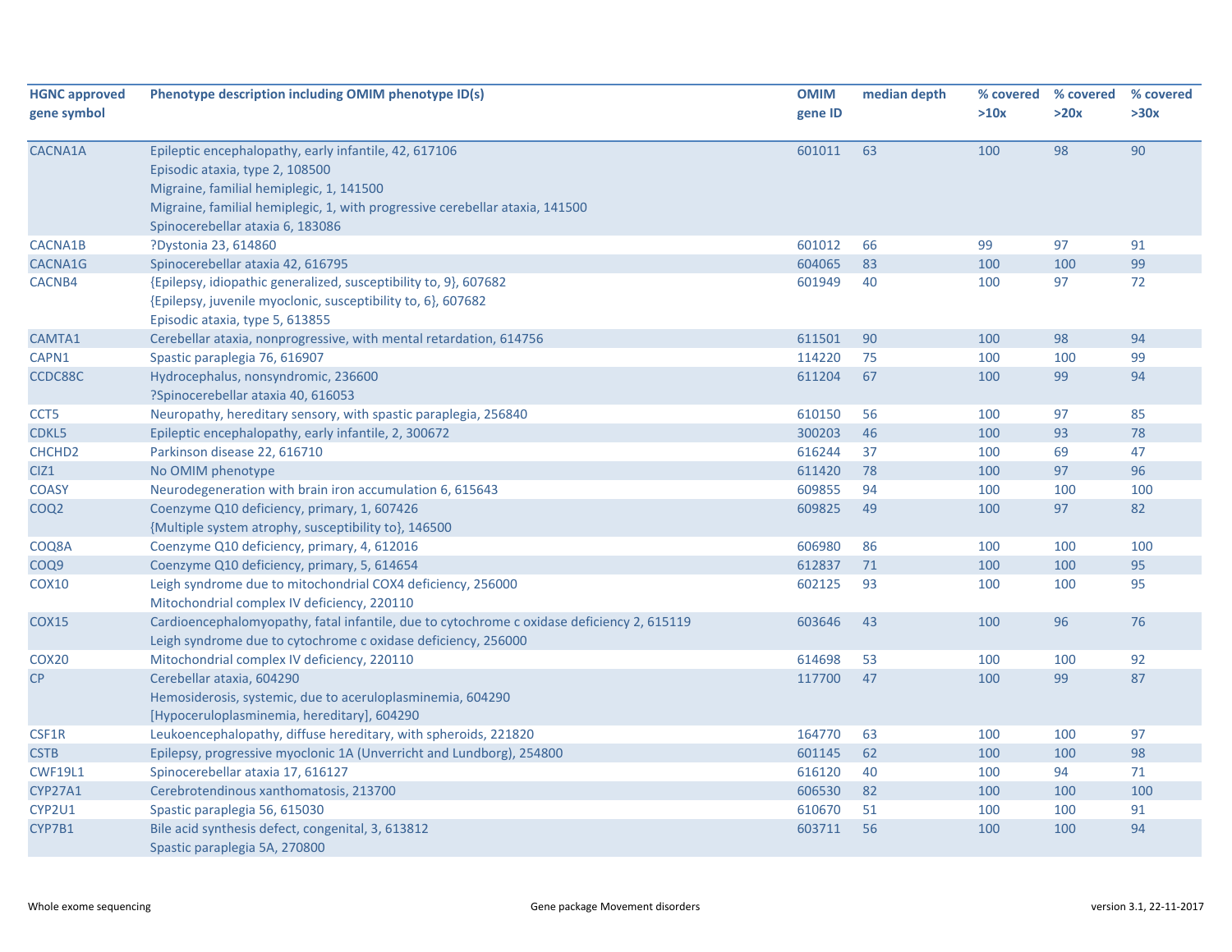| HGNC approved gene symbol | Phenotype description including OMIM phenotype ID(s) | OMIM gene ID | median depth | % covered >10x | % covered >20x | % covered >30x |
|---|---|---|---|---|---|---|
| CACNA1A | Epileptic encephalopathy, early infantile, 42, 617106<br>Episodic ataxia, type 2, 108500<br>Migraine, familial hemiplegic, 1, 141500<br>Migraine, familial hemiplegic, 1, with progressive cerebellar ataxia, 141500<br>Spinocerebellar ataxia 6, 183086 | 601011 | 63 | 100 | 98 | 90 |
| CACNA1B | ?Dystonia 23, 614860 | 601012 | 66 | 99 | 97 | 91 |
| CACNA1G | Spinocerebellar ataxia 42, 616795 | 604065 | 83 | 100 | 100 | 99 |
| CACNB4 | {Epilepsy, idiopathic generalized, susceptibility to, 9}, 607682<br>{Epilepsy, juvenile myoclonic, susceptibility to, 6}, 607682<br>Episodic ataxia, type 5, 613855 | 601949 | 40 | 100 | 97 | 72 |
| CAMTA1 | Cerebellar ataxia, nonprogressive, with mental retardation, 614756 | 611501 | 90 | 100 | 98 | 94 |
| CAPN1 | Spastic paraplegia 76, 616907 | 114220 | 75 | 100 | 100 | 99 |
| CCDC88C | Hydrocephalus, nonsyndromic, 236600<br>?Spinocerebellar ataxia 40, 616053 | 611204 | 67 | 100 | 99 | 94 |
| CCT5 | Neuropathy, hereditary sensory, with spastic paraplegia, 256840 | 610150 | 56 | 100 | 97 | 85 |
| CDKL5 | Epileptic encephalopathy, early infantile, 2, 300672 | 300203 | 46 | 100 | 93 | 78 |
| CHCHD2 | Parkinson disease 22, 616710 | 616244 | 37 | 100 | 69 | 47 |
| CIZ1 | No OMIM phenotype | 611420 | 78 | 100 | 97 | 96 |
| COASY | Neurodegeneration with brain iron accumulation 6, 615643 | 609855 | 94 | 100 | 100 | 100 |
| COQ2 | Coenzyme Q10 deficiency, primary, 1, 607426<br>{Multiple system atrophy, susceptibility to}, 146500 | 609825 | 49 | 100 | 97 | 82 |
| COQ8A | Coenzyme Q10 deficiency, primary, 4, 612016 | 606980 | 86 | 100 | 100 | 100 |
| COQ9 | Coenzyme Q10 deficiency, primary, 5, 614654 | 612837 | 71 | 100 | 100 | 95 |
| COX10 | Leigh syndrome due to mitochondrial COX4 deficiency, 256000<br>Mitochondrial complex IV deficiency, 220110 | 602125 | 93 | 100 | 100 | 95 |
| COX15 | Cardioencephalomyopathy, fatal infantile, due to cytochrome c oxidase deficiency 2, 615119<br>Leigh syndrome due to cytochrome c oxidase deficiency, 256000 | 603646 | 43 | 100 | 96 | 76 |
| COX20 | Mitochondrial complex IV deficiency, 220110 | 614698 | 53 | 100 | 100 | 92 |
| CP | Cerebellar ataxia, 604290<br>Hemosiderosis, systemic, due to aceruloplasminemia, 604290<br>[Hypoceruloplasminemia, hereditary], 604290 | 117700 | 47 | 100 | 99 | 87 |
| CSF1R | Leukoencephalopathy, diffuse hereditary, with spheroids, 221820 | 164770 | 63 | 100 | 100 | 97 |
| CSTB | Epilepsy, progressive myoclonic 1A (Unverricht and Lundborg), 254800 | 601145 | 62 | 100 | 100 | 98 |
| CWF19L1 | Spinocerebellar ataxia 17, 616127 | 616120 | 40 | 100 | 94 | 71 |
| CYP27A1 | Cerebrotendinous xanthomatosis, 213700 | 606530 | 82 | 100 | 100 | 100 |
| CYP2U1 | Spastic paraplegia 56, 615030 | 610670 | 51 | 100 | 100 | 91 |
| CYP7B1 | Bile acid synthesis defect, congenital, 3, 613812<br>Spastic paraplegia 5A, 270800 | 603711 | 56 | 100 | 100 | 94 |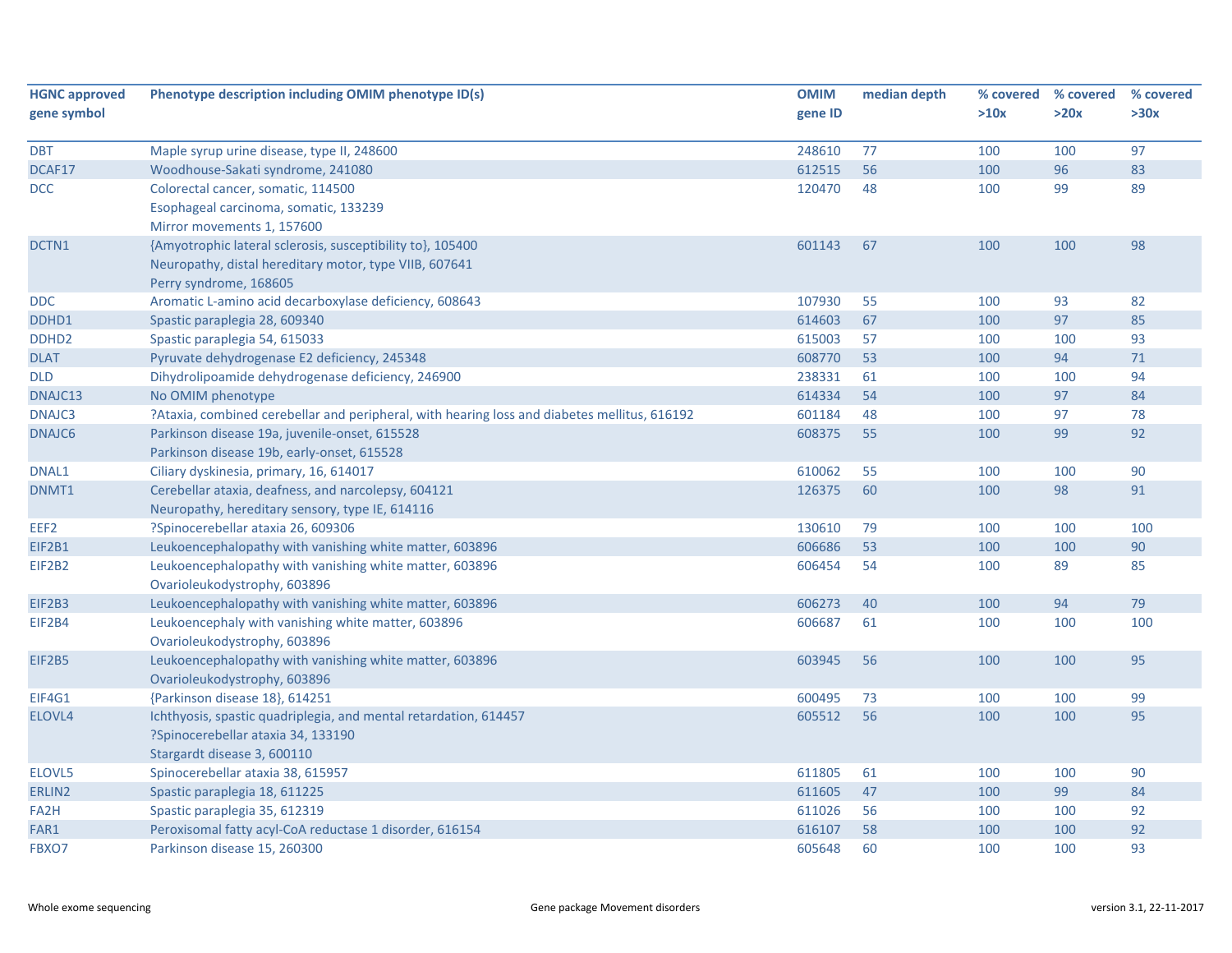| HGNC approved gene symbol | Phenotype description including OMIM phenotype ID(s) | OMIM gene ID | median depth | % covered >10x | % covered >20x | % covered >30x |
|---|---|---|---|---|---|---|
| DBT | Maple syrup urine disease, type II, 248600 | 248610 | 77 | 100 | 100 | 97 |
| DCAF17 | Woodhouse-Sakati syndrome, 241080 | 612515 | 56 | 100 | 96 | 83 |
| DCC | Colorectal cancer, somatic, 114500<br>Esophageal carcinoma, somatic, 133239<br>Mirror movements 1, 157600 | 120470 | 48 | 100 | 99 | 89 |
| DCTN1 | {Amyotrophic lateral sclerosis, susceptibility to}, 105400<br>Neuropathy, distal hereditary motor, type VIIB, 607641<br>Perry syndrome, 168605 | 601143 | 67 | 100 | 100 | 98 |
| DDC | Aromatic L-amino acid decarboxylase deficiency, 608643 | 107930 | 55 | 100 | 93 | 82 |
| DDHD1 | Spastic paraplegia 28, 609340 | 614603 | 67 | 100 | 97 | 85 |
| DDHD2 | Spastic paraplegia 54, 615033 | 615003 | 57 | 100 | 100 | 93 |
| DLAT | Pyruvate dehydrogenase E2 deficiency, 245348 | 608770 | 53 | 100 | 94 | 71 |
| DLD | Dihydrolipoamide dehydrogenase deficiency, 246900 | 238331 | 61 | 100 | 100 | 94 |
| DNAJC13 | No OMIM phenotype | 614334 | 54 | 100 | 97 | 84 |
| DNAJC3 | ?Ataxia, combined cerebellar and peripheral, with hearing loss and diabetes mellitus, 616192 | 601184 | 48 | 100 | 97 | 78 |
| DNAJC6 | Parkinson disease 19a, juvenile-onset, 615528<br>Parkinson disease 19b, early-onset, 615528 | 608375 | 55 | 100 | 99 | 92 |
| DNAL1 | Ciliary dyskinesia, primary, 16, 614017 | 610062 | 55 | 100 | 100 | 90 |
| DNMT1 | Cerebellar ataxia, deafness, and narcolepsy, 604121<br>Neuropathy, hereditary sensory, type IE, 614116 | 126375 | 60 | 100 | 98 | 91 |
| EEF2 | ?Spinocerebellar ataxia 26, 609306 | 130610 | 79 | 100 | 100 | 100 |
| EIF2B1 | Leukoencephalopathy with vanishing white matter, 603896 | 606686 | 53 | 100 | 100 | 90 |
| EIF2B2 | Leukoencephalopathy with vanishing white matter, 603896<br>Ovarioleukodystrophy, 603896 | 606454 | 54 | 100 | 89 | 85 |
| EIF2B3 | Leukoencephalopathy with vanishing white matter, 603896 | 606273 | 40 | 100 | 94 | 79 |
| EIF2B4 | Leukoencephaly with vanishing white matter, 603896<br>Ovarioleukodystrophy, 603896 | 606687 | 61 | 100 | 100 | 100 |
| EIF2B5 | Leukoencephalopathy with vanishing white matter, 603896<br>Ovarioleukodystrophy, 603896 | 603945 | 56 | 100 | 100 | 95 |
| EIF4G1 | {Parkinson disease 18}, 614251 | 600495 | 73 | 100 | 100 | 99 |
| ELOVL4 | Ichthyosis, spastic quadriplegia, and mental retardation, 614457<br>?Spinocerebellar ataxia 34, 133190<br>Stargardt disease 3, 600110 | 605512 | 56 | 100 | 100 | 95 |
| ELOVL5 | Spinocerebellar ataxia 38, 615957 | 611805 | 61 | 100 | 100 | 90 |
| ERLIN2 | Spastic paraplegia 18, 611225 | 611605 | 47 | 100 | 99 | 84 |
| FA2H | Spastic paraplegia 35, 612319 | 611026 | 56 | 100 | 100 | 92 |
| FAR1 | Peroxisomal fatty acyl-CoA reductase 1 disorder, 616154 | 616107 | 58 | 100 | 100 | 92 |
| FBXO7 | Parkinson disease 15, 260300 | 605648 | 60 | 100 | 100 | 93 |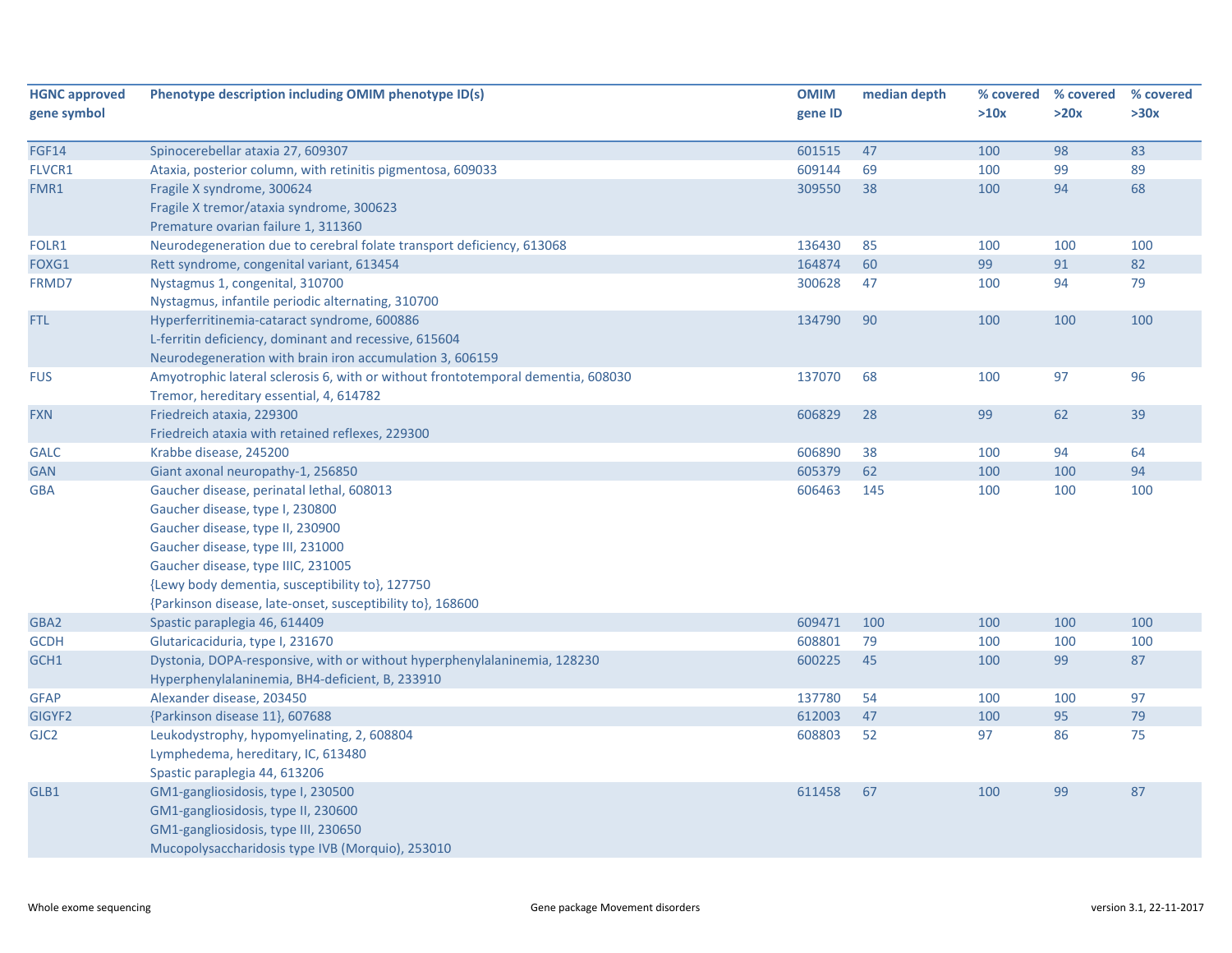| HGNC approved gene symbol | Phenotype description including OMIM phenotype ID(s) | OMIM gene ID | median depth | % covered >10x | % covered >20x | % covered >30x |
|---|---|---|---|---|---|---|
| FGF14 | Spinocerebellar ataxia 27, 609307 | 601515 | 47 | 100 | 98 | 83 |
| FLVCR1 | Ataxia, posterior column, with retinitis pigmentosa, 609033 | 609144 | 69 | 100 | 99 | 89 |
| FMR1 | Fragile X syndrome, 300624<br>Fragile X tremor/ataxia syndrome, 300623<br>Premature ovarian failure 1, 311360 | 309550 | 38 | 100 | 94 | 68 |
| FOLR1 | Neurodegeneration due to cerebral folate transport deficiency, 613068 | 136430 | 85 | 100 | 100 | 100 |
| FOXG1 | Rett syndrome, congenital variant, 613454 | 164874 | 60 | 99 | 91 | 82 |
| FRMD7 | Nystagmus 1, congenital, 310700<br>Nystagmus, infantile periodic alternating, 310700 | 300628 | 47 | 100 | 94 | 79 |
| FTL | Hyperferritinemia-cataract syndrome, 600886<br>L-ferritin deficiency, dominant and recessive, 615604<br>Neurodegeneration with brain iron accumulation 3, 606159 | 134790 | 90 | 100 | 100 | 100 |
| FUS | Amyotrophic lateral sclerosis 6, with or without frontotemporal dementia, 608030<br>Tremor, hereditary essential, 4, 614782 | 137070 | 68 | 100 | 97 | 96 |
| FXN | Friedreich ataxia, 229300<br>Friedreich ataxia with retained reflexes, 229300 | 606829 | 28 | 99 | 62 | 39 |
| GALC | Krabbe disease, 245200 | 606890 | 38 | 100 | 94 | 64 |
| GAN | Giant axonal neuropathy-1, 256850 | 605379 | 62 | 100 | 100 | 94 |
| GBA | Gaucher disease, perinatal lethal, 608013<br>Gaucher disease, type I, 230800<br>Gaucher disease, type II, 230900<br>Gaucher disease, type III, 231000<br>Gaucher disease, type IIIC, 231005<br>{Lewy body dementia, susceptibility to}, 127750<br>{Parkinson disease, late-onset, susceptibility to}, 168600 | 606463 | 145 | 100 | 100 | 100 |
| GBA2 | Spastic paraplegia 46, 614409 | 609471 | 100 | 100 | 100 | 100 |
| GCDH | Glutaricaciduria, type I, 231670 | 608801 | 79 | 100 | 100 | 100 |
| GCH1 | Dystonia, DOPA-responsive, with or without hyperphenylalaninemia, 128230<br>Hyperphenylalaninemia, BH4-deficient, B, 233910 | 600225 | 45 | 100 | 99 | 87 |
| GFAP | Alexander disease, 203450 | 137780 | 54 | 100 | 100 | 97 |
| GIGYF2 | {Parkinson disease 11}, 607688 | 612003 | 47 | 100 | 95 | 79 |
| GJC2 | Leukodystrophy, hypomyelinating, 2, 608804<br>Lymphedema, hereditary, IC, 613480<br>Spastic paraplegia 44, 613206 | 608803 | 52 | 97 | 86 | 75 |
| GLB1 | GM1-gangliosidosis, type I, 230500<br>GM1-gangliosidosis, type II, 230600<br>GM1-gangliosidosis, type III, 230650<br>Mucopolysaccharidosis type IVB (Morquio), 253010 | 611458 | 67 | 100 | 99 | 87 |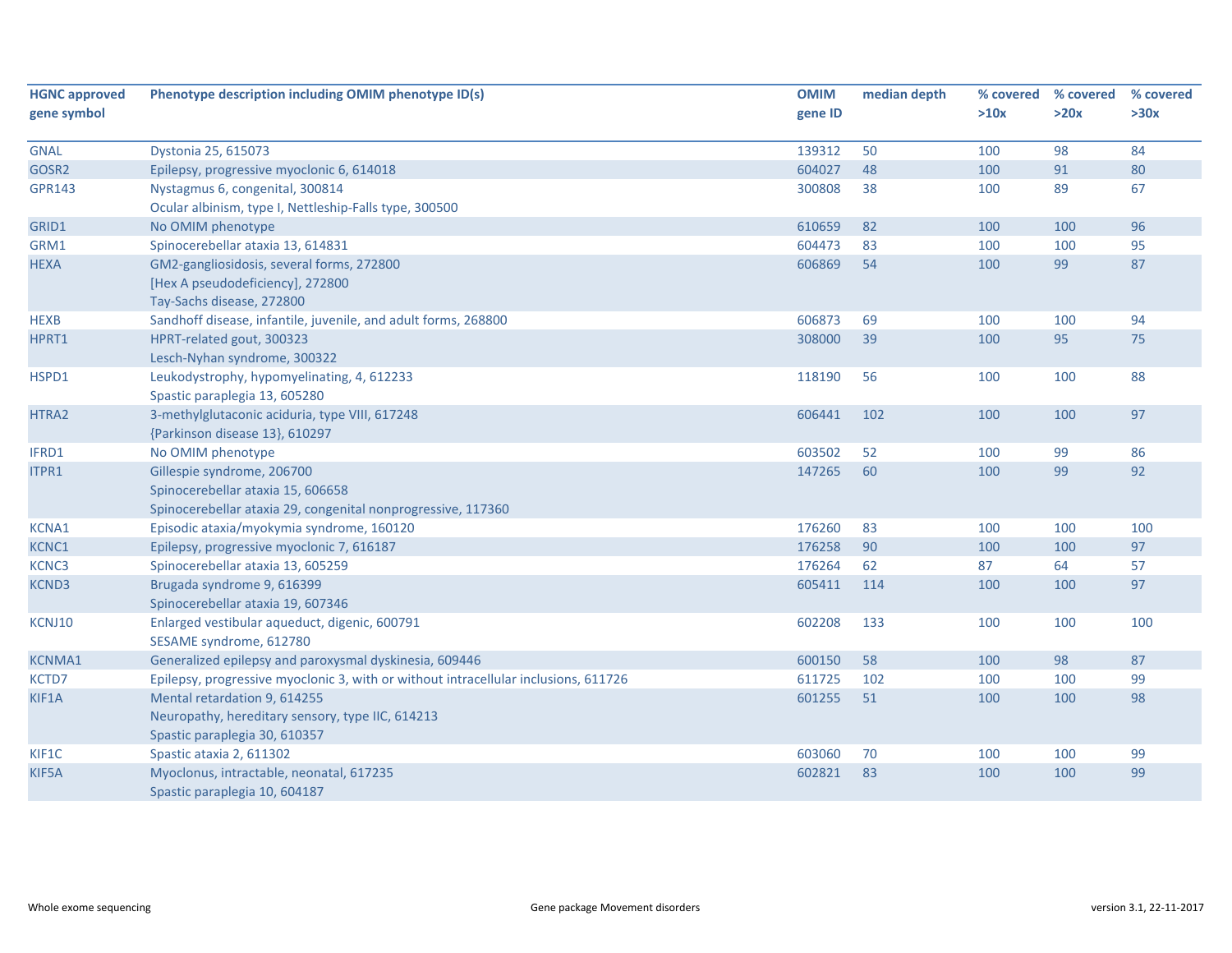| HGNC approved gene symbol | Phenotype description including OMIM phenotype ID(s) | OMIM gene ID | median depth | % covered >10x | % covered >20x | % covered >30x |
|---|---|---|---|---|---|---|
| GNAL | Dystonia 25, 615073 | 139312 | 50 | 100 | 98 | 84 |
| GOSR2 | Epilepsy, progressive myoclonic 6, 614018 | 604027 | 48 | 100 | 91 | 80 |
| GPR143 | Nystagmus 6, congenital, 300814<br>Ocular albinism, type I, Nettleship-Falls type, 300500 | 300808 | 38 | 100 | 89 | 67 |
| GRID1 | No OMIM phenotype | 610659 | 82 | 100 | 100 | 96 |
| GRM1 | Spinocerebellar ataxia 13, 614831 | 604473 | 83 | 100 | 100 | 95 |
| HEXA | GM2-gangliosidosis, several forms, 272800<br>[Hex A pseudodeficiency], 272800<br>Tay-Sachs disease, 272800 | 606869 | 54 | 100 | 99 | 87 |
| HEXB | Sandhoff disease, infantile, juvenile, and adult forms, 268800 | 606873 | 69 | 100 | 100 | 94 |
| HPRT1 | HPRT-related gout, 300323<br>Lesch-Nyhan syndrome, 300322 | 308000 | 39 | 100 | 95 | 75 |
| HSPD1 | Leukodystrophy, hypomyelinating, 4, 612233<br>Spastic paraplegia 13, 605280 | 118190 | 56 | 100 | 100 | 88 |
| HTRA2 | 3-methylglutaconic aciduria, type VIII, 617248<br>{Parkinson disease 13}, 610297 | 606441 | 102 | 100 | 100 | 97 |
| IFRD1 | No OMIM phenotype | 603502 | 52 | 100 | 99 | 86 |
| ITPR1 | Gillespie syndrome, 206700<br>Spinocerebellar ataxia 15, 606658<br>Spinocerebellar ataxia 29, congenital nonprogressive, 117360 | 147265 | 60 | 100 | 99 | 92 |
| KCNA1 | Episodic ataxia/myokymia syndrome, 160120 | 176260 | 83 | 100 | 100 | 100 |
| KCNC1 | Epilepsy, progressive myoclonic 7, 616187 | 176258 | 90 | 100 | 100 | 97 |
| KCNC3 | Spinocerebellar ataxia 13, 605259 | 176264 | 62 | 87 | 64 | 57 |
| KCND3 | Brugada syndrome 9, 616399<br>Spinocerebellar ataxia 19, 607346 | 605411 | 114 | 100 | 100 | 97 |
| KCNJ10 | Enlarged vestibular aqueduct, digenic, 600791<br>SESAME syndrome, 612780 | 602208 | 133 | 100 | 100 | 100 |
| KCNMA1 | Generalized epilepsy and paroxysmal dyskinesia, 609446 | 600150 | 58 | 100 | 98 | 87 |
| KCTD7 | Epilepsy, progressive myoclonic 3, with or without intracellular inclusions, 611726 | 611725 | 102 | 100 | 100 | 99 |
| KIF1A | Mental retardation 9, 614255<br>Neuropathy, hereditary sensory, type IIC, 614213<br>Spastic paraplegia 30, 610357 | 601255 | 51 | 100 | 100 | 98 |
| KIF1C | Spastic ataxia 2, 611302 | 603060 | 70 | 100 | 100 | 99 |
| KIF5A | Myoclonus, intractable, neonatal, 617235<br>Spastic paraplegia 10, 604187 | 602821 | 83 | 100 | 100 | 99 |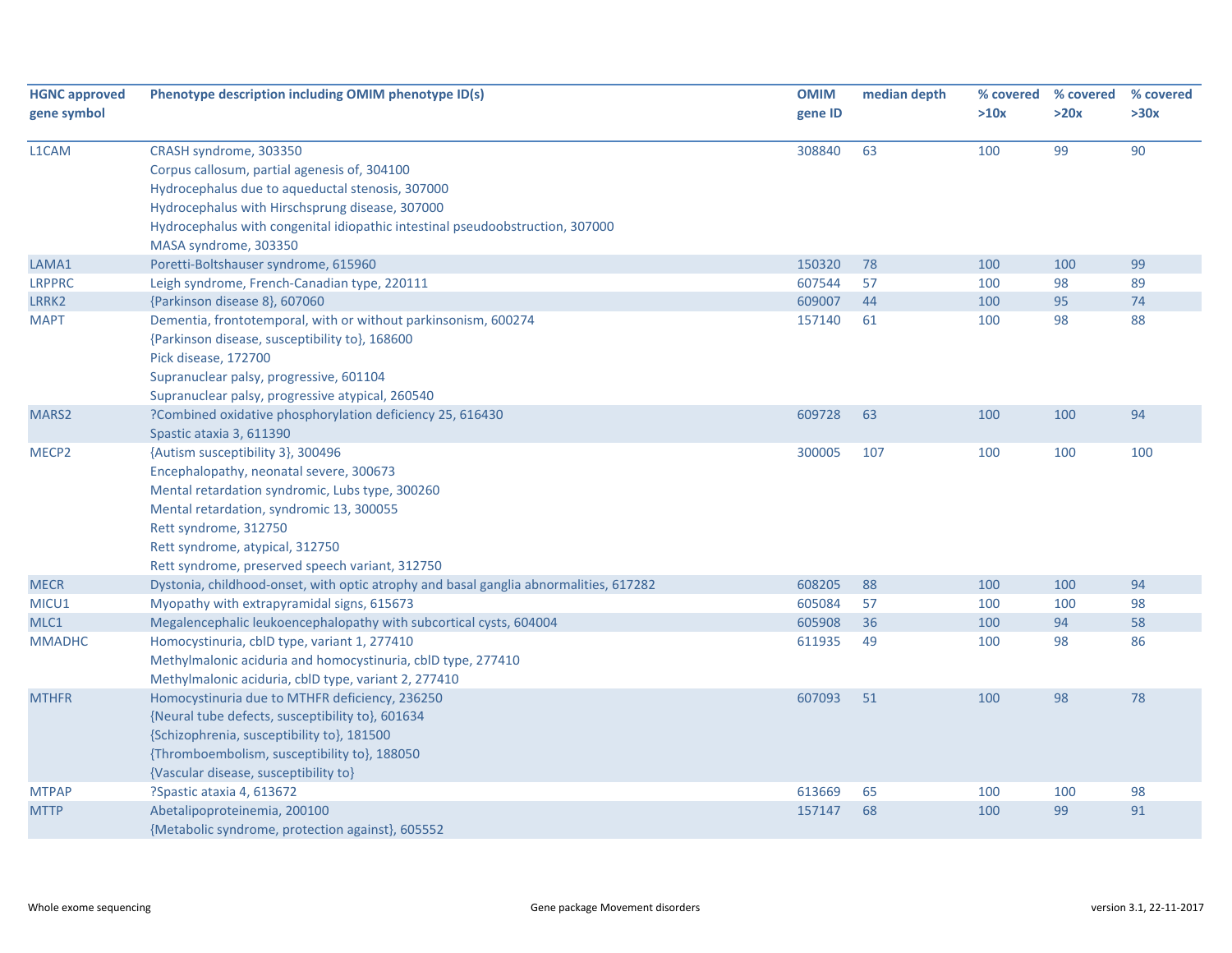| HGNC approved gene symbol | Phenotype description including OMIM phenotype ID(s) | OMIM gene ID | median depth | % covered >10x | % covered >20x | % covered >30x |
|---|---|---|---|---|---|---|
| L1CAM | CRASH syndrome, 303350<br>Corpus callosum, partial agenesis of, 304100<br>Hydrocephalus due to aqueductal stenosis, 307000<br>Hydrocephalus with Hirschsprung disease, 307000<br>Hydrocephalus with congenital idiopathic intestinal pseudoobstruction, 307000<br>MASA syndrome, 303350 | 308840 | 63 | 100 | 99 | 90 |
| LAMA1 | Poretti-Boltshauser syndrome, 615960 | 150320 | 78 | 100 | 100 | 99 |
| LRPPRC | Leigh syndrome, French-Canadian type, 220111 | 607544 | 57 | 100 | 98 | 89 |
| LRRK2 | {Parkinson disease 8}, 607060 | 609007 | 44 | 100 | 95 | 74 |
| MAPT | Dementia, frontotemporal, with or without parkinsonism, 600274<br>{Parkinson disease, susceptibility to}, 168600<br>Pick disease, 172700<br>Supranuclear palsy, progressive, 601104<br>Supranuclear palsy, progressive atypical, 260540 | 157140 | 61 | 100 | 98 | 88 |
| MARS2 | ?Combined oxidative phosphorylation deficiency 25, 616430<br>Spastic ataxia 3, 611390 | 609728 | 63 | 100 | 100 | 94 |
| MECP2 | {Autism susceptibility 3}, 300496<br>Encephalopathy, neonatal severe, 300673<br>Mental retardation syndromic, Lubs type, 300260<br>Mental retardation, syndromic 13, 300055<br>Rett syndrome, 312750<br>Rett syndrome, atypical, 312750<br>Rett syndrome, preserved speech variant, 312750 | 300005 | 107 | 100 | 100 | 100 |
| MECR | Dystonia, childhood-onset, with optic atrophy and basal ganglia abnormalities, 617282 | 608205 | 88 | 100 | 100 | 94 |
| MICU1 | Myopathy with extrapyramidal signs, 615673 | 605084 | 57 | 100 | 100 | 98 |
| MLC1 | Megalencephalic leukoencephalopathy with subcortical cysts, 604004 | 605908 | 36 | 100 | 94 | 58 |
| MMADHC | Homocystinuria, cblD type, variant 1, 277410<br>Methylmalonic aciduria and homocystinuria, cblD type, 277410<br>Methylmalonic aciduria, cblD type, variant 2, 277410 | 611935 | 49 | 100 | 98 | 86 |
| MTHFR | Homocystinuria due to MTHFR deficiency, 236250<br>{Neural tube defects, susceptibility to}, 601634<br>{Schizophrenia, susceptibility to}, 181500<br>{Thromboembolism, susceptibility to}, 188050<br>{Vascular disease, susceptibility to} | 607093 | 51 | 100 | 98 | 78 |
| MTPAP | ?Spastic ataxia 4, 613672 | 613669 | 65 | 100 | 100 | 98 |
| MTTP | Abetalipoproteinemia, 200100<br>{Metabolic syndrome, protection against}, 605552 | 157147 | 68 | 100 | 99 | 91 |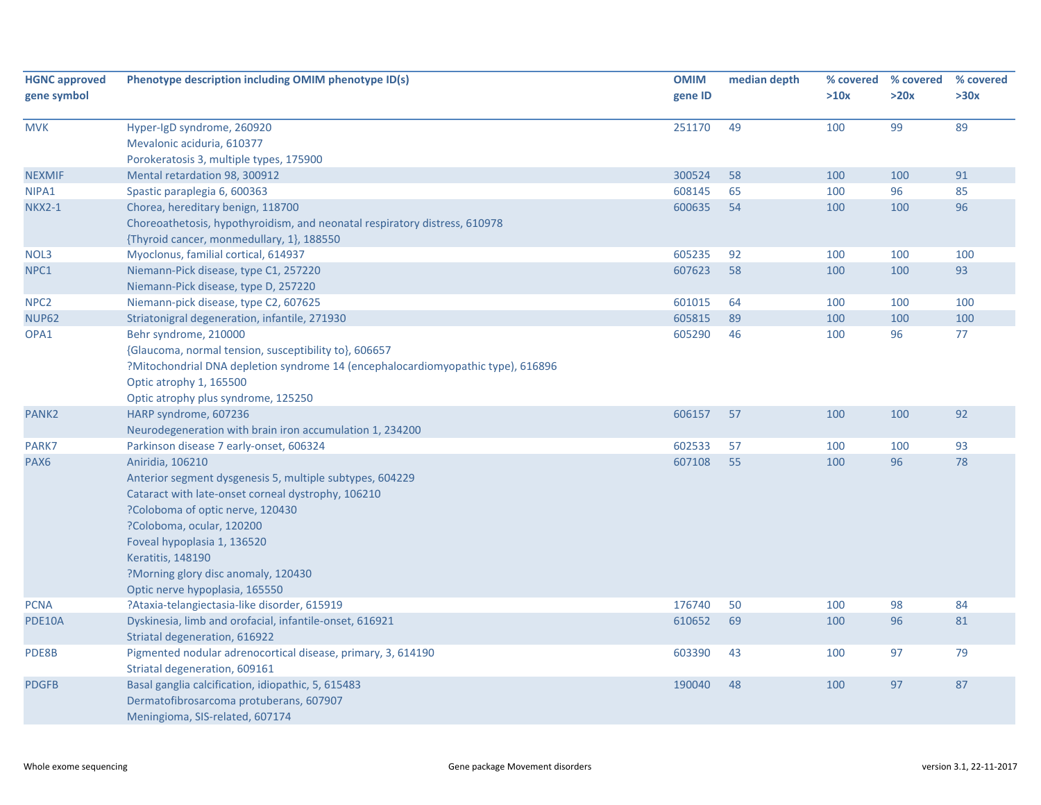| HGNC approved gene symbol | Phenotype description including OMIM phenotype ID(s) | OMIM gene ID | median depth | % covered >10x | % covered >20x | % covered >30x |
|---|---|---|---|---|---|---|
| MVK | Hyper-IgD syndrome, 260920<br>Mevalonic aciduria, 610377<br>Porokeratosis 3, multiple types, 175900 | 251170 | 49 | 100 | 99 | 89 |
| NEXMIF | Mental retardation 98, 300912 | 300524 | 58 | 100 | 100 | 91 |
| NIPA1 | Spastic paraplegia 6, 600363 | 608145 | 65 | 100 | 96 | 85 |
| NKX2-1 | Chorea, hereditary benign, 118700<br>Choreoathetosis, hypothyroidism, and neonatal respiratory distress, 610978<br>{Thyroid cancer, monmedullary, 1}, 188550 | 600635 | 54 | 100 | 100 | 96 |
| NOL3 | Myoclonus, familial cortical, 614937 | 605235 | 92 | 100 | 100 | 100 |
| NPC1 | Niemann-Pick disease, type C1, 257220<br>Niemann-Pick disease, type D, 257220 | 607623 | 58 | 100 | 100 | 93 |
| NPC2 | Niemann-pick disease, type C2, 607625 | 601015 | 64 | 100 | 100 | 100 |
| NUP62 | Striatonigral degeneration, infantile, 271930 | 605815 | 89 | 100 | 100 | 100 |
| OPA1 | Behr syndrome, 210000<br>{Glaucoma, normal tension, susceptibility to}, 606657<br>?Mitochondrial DNA depletion syndrome 14 (encephalocardiomyopathic type), 616896<br>Optic atrophy 1, 165500<br>Optic atrophy plus syndrome, 125250 | 605290 | 46 | 100 | 96 | 77 |
| PANK2 | HARP syndrome, 607236<br>Neurodegeneration with brain iron accumulation 1, 234200 | 606157 | 57 | 100 | 100 | 92 |
| PARK7 | Parkinson disease 7 early-onset, 606324 | 602533 | 57 | 100 | 100 | 93 |
| PAX6 | Aniridia, 106210<br>Anterior segment dysgenesis 5, multiple subtypes, 604229<br>Cataract with late-onset corneal dystrophy, 106210<br>?Coloboma of optic nerve, 120430<br>?Coloboma, ocular, 120200<br>Foveal hypoplasia 1, 136520<br>Keratitis, 148190<br>?Morning glory disc anomaly, 120430<br>Optic nerve hypoplasia, 165550 | 607108 | 55 | 100 | 96 | 78 |
| PCNA | ?Ataxia-telangiectasia-like disorder, 615919 | 176740 | 50 | 100 | 98 | 84 |
| PDE10A | Dyskinesia, limb and orofacial, infantile-onset, 616921<br>Striatal degeneration, 616922 | 610652 | 69 | 100 | 96 | 81 |
| PDE8B | Pigmented nodular adrenocortical disease, primary, 3, 614190<br>Striatal degeneration, 609161 | 603390 | 43 | 100 | 97 | 79 |
| PDGFB | Basal ganglia calcification, idiopathic, 5, 615483<br>Dermatofibrosarcoma protuberans, 607907<br>Meningioma, SIS-related, 607174 | 190040 | 48 | 100 | 97 | 87 |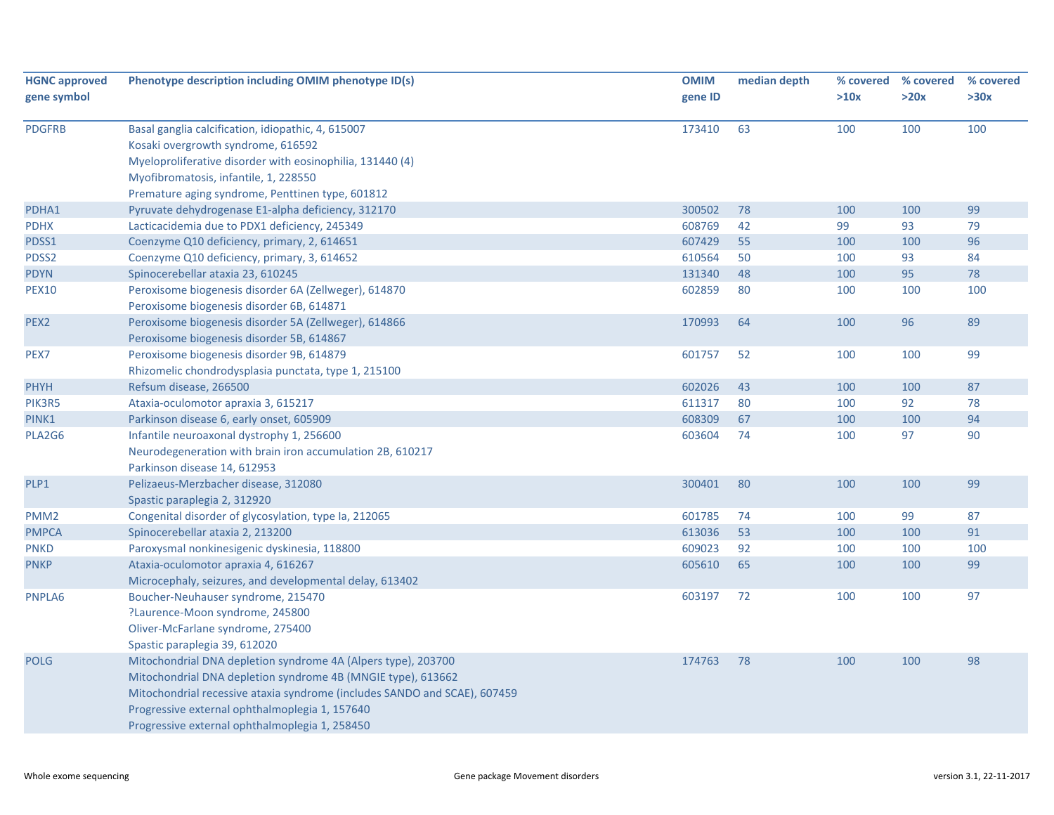| HGNC approved gene symbol | Phenotype description including OMIM phenotype ID(s) | OMIM gene ID | median depth | % covered >10x | % covered >20x | % covered >30x |
|---|---|---|---|---|---|---|
| PDGFRB | Basal ganglia calcification, idiopathic, 4, 615007<br>Kosaki overgrowth syndrome, 616592<br>Myeloproliferative disorder with eosinophilia, 131440 (4)<br>Myofibromatosis, infantile, 1, 228550<br>Premature aging syndrome, Penttinen type, 601812 | 173410 | 63 | 100 | 100 | 100 |
| PDHA1 | Pyruvate dehydrogenase E1-alpha deficiency, 312170 | 300502 | 78 | 100 | 100 | 99 |
| PDHX | Lacticacidemia due to PDX1 deficiency, 245349 | 608769 | 42 | 99 | 93 | 79 |
| PDSS1 | Coenzyme Q10 deficiency, primary, 2, 614651 | 607429 | 55 | 100 | 100 | 96 |
| PDSS2 | Coenzyme Q10 deficiency, primary, 3, 614652 | 610564 | 50 | 100 | 93 | 84 |
| PDYN | Spinocerebellar ataxia 23, 610245 | 131340 | 48 | 100 | 95 | 78 |
| PEX10 | Peroxisome biogenesis disorder 6A (Zellweger), 614870<br>Peroxisome biogenesis disorder 6B, 614871 | 602859 | 80 | 100 | 100 | 100 |
| PEX2 | Peroxisome biogenesis disorder 5A (Zellweger), 614866<br>Peroxisome biogenesis disorder 5B, 614867 | 170993 | 64 | 100 | 96 | 89 |
| PEX7 | Peroxisome biogenesis disorder 9B, 614879<br>Rhizomelic chondrodysplasia punctata, type 1, 215100 | 601757 | 52 | 100 | 100 | 99 |
| PHYH | Refsum disease, 266500 | 602026 | 43 | 100 | 100 | 87 |
| PIK3R5 | Ataxia-oculomotor apraxia 3, 615217 | 611317 | 80 | 100 | 92 | 78 |
| PINK1 | Parkinson disease 6, early onset, 605909 | 608309 | 67 | 100 | 100 | 94 |
| PLA2G6 | Infantile neuroaxonal dystrophy 1, 256600<br>Neurodegeneration with brain iron accumulation 2B, 610217<br>Parkinson disease 14, 612953 | 603604 | 74 | 100 | 97 | 90 |
| PLP1 | Pelizaeus-Merzbacher disease, 312080<br>Spastic paraplegia 2, 312920 | 300401 | 80 | 100 | 100 | 99 |
| PMM2 | Congenital disorder of glycosylation, type Ia, 212065 | 601785 | 74 | 100 | 99 | 87 |
| PMPCA | Spinocerebellar ataxia 2, 213200 | 613036 | 53 | 100 | 100 | 91 |
| PNKD | Paroxysmal nonkinesigenic dyskinesia, 118800 | 609023 | 92 | 100 | 100 | 100 |
| PNKP | Ataxia-oculomotor apraxia 4, 616267<br>Microcephaly, seizures, and developmental delay, 613402 | 605610 | 65 | 100 | 100 | 99 |
| PNPLA6 | Boucher-Neuhauser syndrome, 215470<br>?Laurence-Moon syndrome, 245800<br>Oliver-McFarlane syndrome, 275400<br>Spastic paraplegia 39, 612020 | 603197 | 72 | 100 | 100 | 97 |
| POLG | Mitochondrial DNA depletion syndrome 4A (Alpers type), 203700<br>Mitochondrial DNA depletion syndrome 4B (MNGIE type), 613662<br>Mitochondrial recessive ataxia syndrome (includes SANDO and SCAE), 607459<br>Progressive external ophthalmoplegia 1, 157640<br>Progressive external ophthalmoplegia 1, 258450 | 174763 | 78 | 100 | 100 | 98 |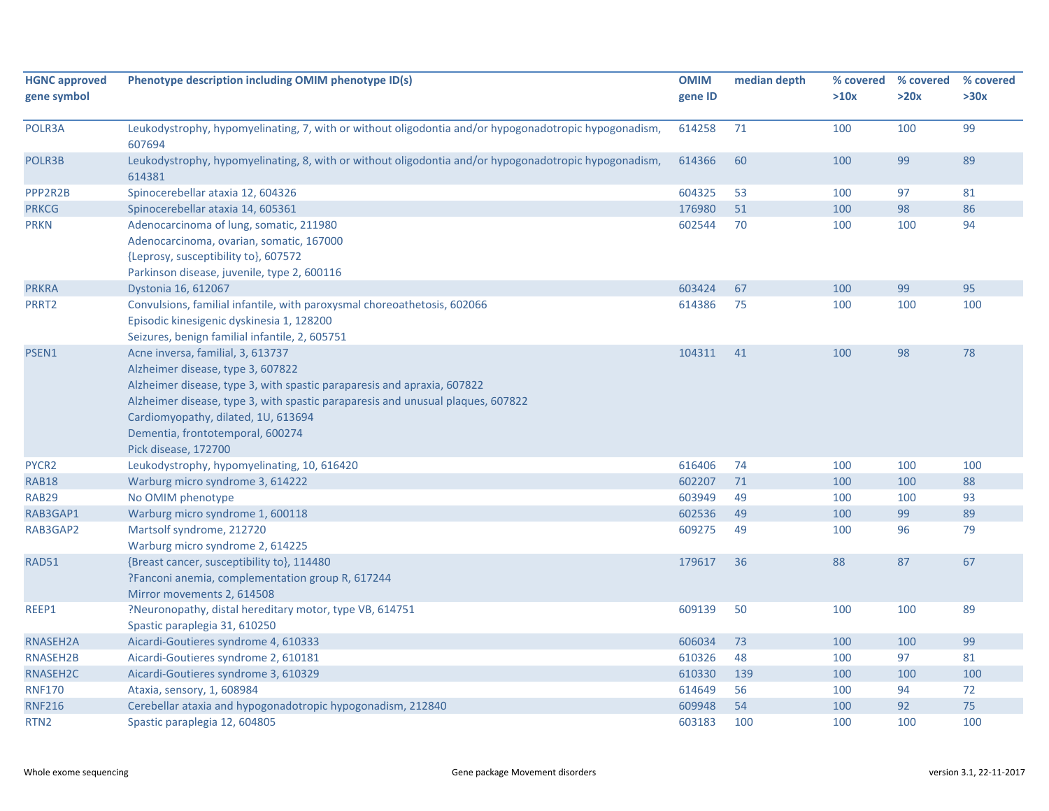| HGNC approved gene symbol | Phenotype description including OMIM phenotype ID(s) | OMIM gene ID | median depth | % covered >10x | % covered >20x | % covered >30x |
|---|---|---|---|---|---|---|
| POLR3A | Leukodystrophy, hypomyelinating, 7, with or without oligodontia and/or hypogonadotropic hypogonadism, 607694 | 614258 | 71 | 100 | 100 | 99 |
| POLR3B | Leukodystrophy, hypomyelinating, 8, with or without oligodontia and/or hypogonadotropic hypogonadism, 614381 | 614366 | 60 | 100 | 99 | 89 |
| PPP2R2B | Spinocerebellar ataxia 12, 604326 | 604325 | 53 | 100 | 97 | 81 |
| PRKCG | Spinocerebellar ataxia 14, 605361 | 176980 | 51 | 100 | 98 | 86 |
| PRKN | Adenocarcinoma of lung, somatic, 211980<br>Adenocarcinoma, ovarian, somatic, 167000<br>{Leprosy, susceptibility to}, 607572<br>Parkinson disease, juvenile, type 2, 600116 | 602544 | 70 | 100 | 100 | 94 |
| PRKRA | Dystonia 16, 612067 | 603424 | 67 | 100 | 99 | 95 |
| PRRT2 | Convulsions, familial infantile, with paroxysmal choreoathetosis, 602066<br>Episodic kinesigenic dyskinesia 1, 128200<br>Seizures, benign familial infantile, 2, 605751 | 614386 | 75 | 100 | 100 | 100 |
| PSEN1 | Acne inversa, familial, 3, 613737<br>Alzheimer disease, type 3, 607822<br>Alzheimer disease, type 3, with spastic paraparesis and apraxia, 607822<br>Alzheimer disease, type 3, with spastic paraparesis and unusual plaques, 607822<br>Cardiomyopathy, dilated, 1U, 613694<br>Dementia, frontotemporal, 600274<br>Pick disease, 172700 | 104311 | 41 | 100 | 98 | 78 |
| PYCR2 | Leukodystrophy, hypomyelinating, 10, 616420 | 616406 | 74 | 100 | 100 | 100 |
| RAB18 | Warburg micro syndrome 3, 614222 | 602207 | 71 | 100 | 100 | 88 |
| RAB29 | No OMIM phenotype | 603949 | 49 | 100 | 100 | 93 |
| RAB3GAP1 | Warburg micro syndrome 1, 600118 | 602536 | 49 | 100 | 99 | 89 |
| RAB3GAP2 | Martsolf syndrome, 212720<br>Warburg micro syndrome 2, 614225 | 609275 | 49 | 100 | 96 | 79 |
| RAD51 | {Breast cancer, susceptibility to}, 114480<br>?Fanconi anemia, complementation group R, 617244<br>Mirror movements 2, 614508 | 179617 | 36 | 88 | 87 | 67 |
| REEP1 | ?Neuronopathy, distal hereditary motor, type VB, 614751<br>Spastic paraplegia 31, 610250 | 609139 | 50 | 100 | 100 | 89 |
| RNASEH2A | Aicardi-Goutieres syndrome 4, 610333 | 606034 | 73 | 100 | 100 | 99 |
| RNASEH2B | Aicardi-Goutieres syndrome 2, 610181 | 610326 | 48 | 100 | 97 | 81 |
| RNASEH2C | Aicardi-Goutieres syndrome 3, 610329 | 610330 | 139 | 100 | 100 | 100 |
| RNF170 | Ataxia, sensory, 1, 608984 | 614649 | 56 | 100 | 94 | 72 |
| RNF216 | Cerebellar ataxia and hypogonadotropic hypogonadism, 212840 | 609948 | 54 | 100 | 92 | 75 |
| RTN2 | Spastic paraplegia 12, 604805 | 603183 | 100 | 100 | 100 | 100 |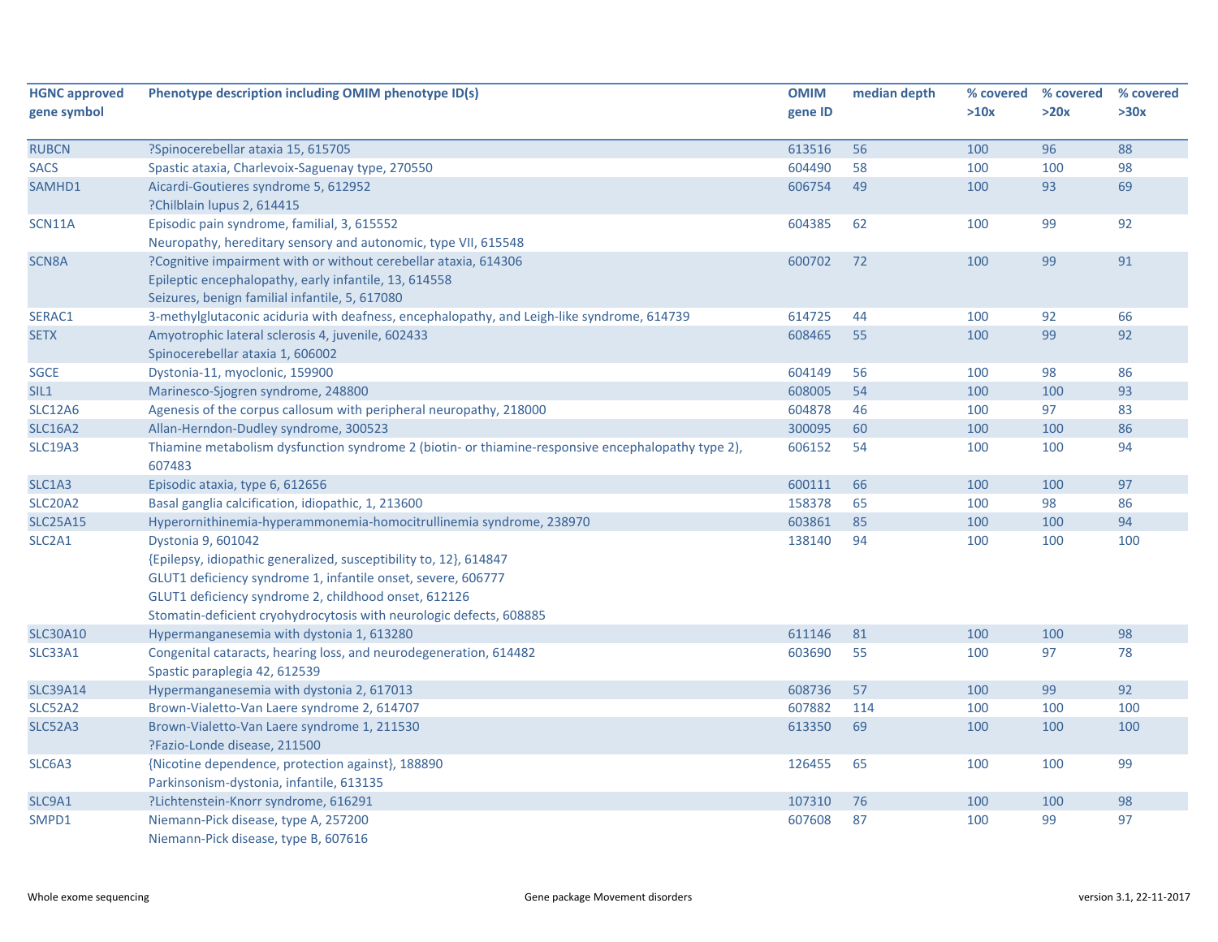| HGNC approved gene symbol | Phenotype description including OMIM phenotype ID(s) | OMIM gene ID | median depth | % covered >10x | % covered >20x | % covered >30x |
|---|---|---|---|---|---|---|
| RUBCN | ?Spinocerebellar ataxia 15, 615705 | 613516 | 56 | 100 | 96 | 88 |
| SACS | Spastic ataxia, Charlevoix-Saguenay type, 270550 | 604490 | 58 | 100 | 100 | 98 |
| SAMHD1 | Aicardi-Goutieres syndrome 5, 612952<br>?Chilblain lupus 2, 614415 | 606754 | 49 | 100 | 93 | 69 |
| SCN11A | Episodic pain syndrome, familial, 3, 615552<br>Neuropathy, hereditary sensory and autonomic, type VII, 615548 | 604385 | 62 | 100 | 99 | 92 |
| SCN8A | ?Cognitive impairment with or without cerebellar ataxia, 614306<br>Epileptic encephalopathy, early infantile, 13, 614558<br>Seizures, benign familial infantile, 5, 617080 | 600702 | 72 | 100 | 99 | 91 |
| SERAC1 | 3-methylglutaconic aciduria with deafness, encephalopathy, and Leigh-like syndrome, 614739 | 614725 | 44 | 100 | 92 | 66 |
| SETX | Amyotrophic lateral sclerosis 4, juvenile, 602433<br>Spinocerebellar ataxia 1, 606002 | 608465 | 55 | 100 | 99 | 92 |
| SGCE | Dystonia-11, myoclonic, 159900 | 604149 | 56 | 100 | 98 | 86 |
| SIL1 | Marinesco-Sjogren syndrome, 248800 | 608005 | 54 | 100 | 100 | 93 |
| SLC12A6 | Agenesis of the corpus callosum with peripheral neuropathy, 218000 | 604878 | 46 | 100 | 97 | 83 |
| SLC16A2 | Allan-Herndon-Dudley syndrome, 300523 | 300095 | 60 | 100 | 100 | 86 |
| SLC19A3 | Thiamine metabolism dysfunction syndrome 2 (biotin- or thiamine-responsive encephalopathy type 2), 607483 | 606152 | 54 | 100 | 100 | 94 |
| SLC1A3 | Episodic ataxia, type 6, 612656 | 600111 | 66 | 100 | 100 | 97 |
| SLC20A2 | Basal ganglia calcification, idiopathic, 1, 213600 | 158378 | 65 | 100 | 98 | 86 |
| SLC25A15 | Hyperornithinemia-hyperammonemia-homocitrullinemia syndrome, 238970 | 603861 | 85 | 100 | 100 | 94 |
| SLC2A1 | Dystonia 9, 601042<br>{Epilepsy, idiopathic generalized, susceptibility to, 12}, 614847<br>GLUT1 deficiency syndrome 1, infantile onset, severe, 606777<br>GLUT1 deficiency syndrome 2, childhood onset, 612126<br>Stomatin-deficient cryohydrocytosis with neurologic defects, 608885 | 138140 | 94 | 100 | 100 | 100 |
| SLC30A10 | Hypermanganesemia with dystonia 1, 613280 | 611146 | 81 | 100 | 100 | 98 |
| SLC33A1 | Congenital cataracts, hearing loss, and neurodegeneration, 614482<br>Spastic paraplegia 42, 612539 | 603690 | 55 | 100 | 97 | 78 |
| SLC39A14 | Hypermanganesemia with dystonia 2, 617013 | 608736 | 57 | 100 | 99 | 92 |
| SLC52A2 | Brown-Vialetto-Van Laere syndrome 2, 614707 | 607882 | 114 | 100 | 100 | 100 |
| SLC52A3 | Brown-Vialetto-Van Laere syndrome 1, 211530<br>?Fazio-Londe disease, 211500 | 613350 | 69 | 100 | 100 | 100 |
| SLC6A3 | {Nicotine dependence, protection against}, 188890<br>Parkinsonism-dystonia, infantile, 613135 | 126455 | 65 | 100 | 100 | 99 |
| SLC9A1 | ?Lichtenstein-Knorr syndrome, 616291 | 107310 | 76 | 100 | 100 | 98 |
| SMPD1 | Niemann-Pick disease, type A, 257200<br>Niemann-Pick disease, type B, 607616 | 607608 | 87 | 100 | 99 | 97 |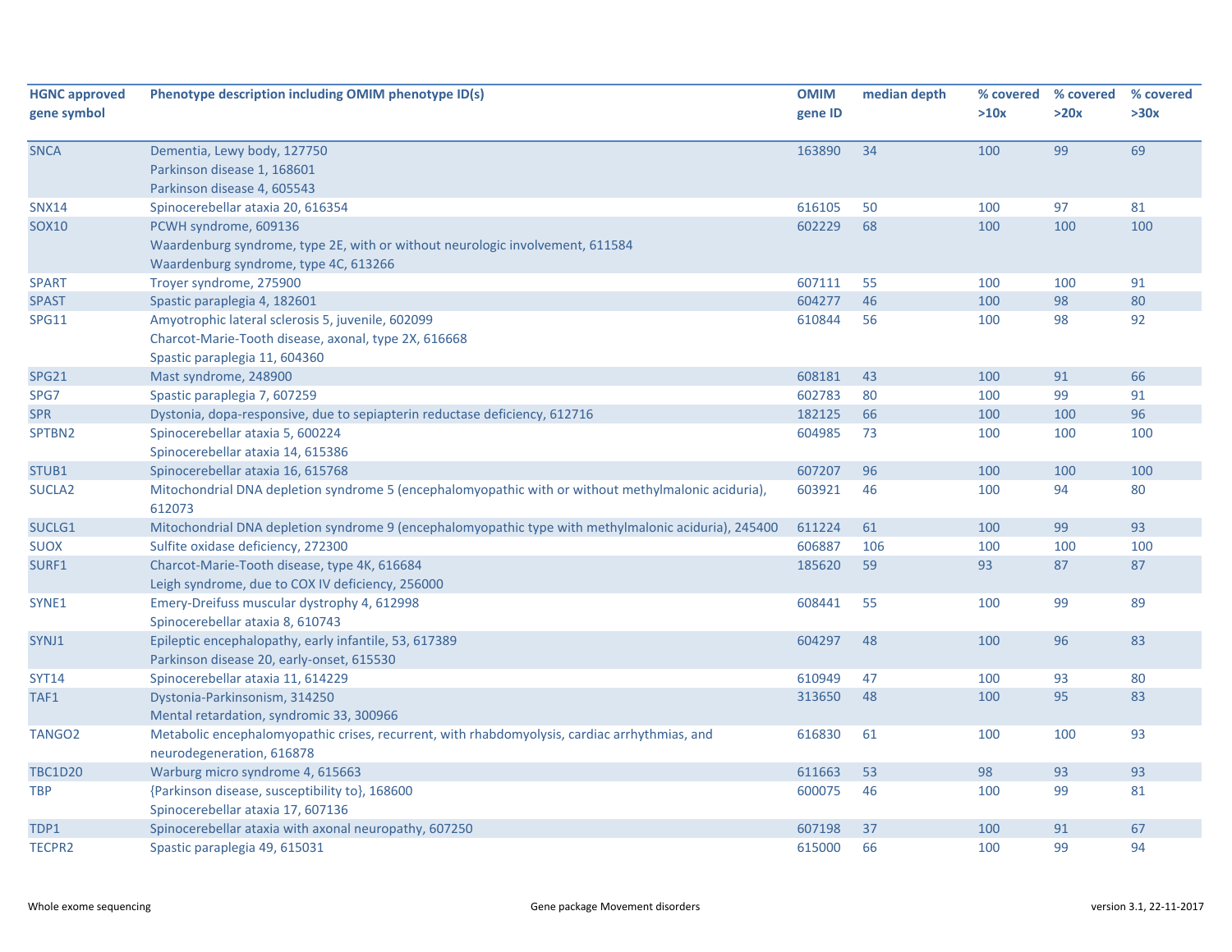| HGNC approved gene symbol | Phenotype description including OMIM phenotype ID(s) | OMIM gene ID | median depth | % covered >10x | % covered >20x | % covered >30x |
|---|---|---|---|---|---|---|
| SNCA | Dementia, Lewy body, 127750<br>Parkinson disease 1, 168601<br>Parkinson disease 4, 605543 | 163890 | 34 | 100 | 99 | 69 |
| SNX14 | Spinocerebellar ataxia 20, 616354 | 616105 | 50 | 100 | 97 | 81 |
| SOX10 | PCWH syndrome, 609136<br>Waardenburg syndrome, type 2E, with or without neurologic involvement, 611584<br>Waardenburg syndrome, type 4C, 613266 | 602229 | 68 | 100 | 100 | 100 |
| SPART | Troyer syndrome, 275900 | 607111 | 55 | 100 | 100 | 91 |
| SPAST | Spastic paraplegia 4, 182601 | 604277 | 46 | 100 | 98 | 80 |
| SPG11 | Amyotrophic lateral sclerosis 5, juvenile, 602099<br>Charcot-Marie-Tooth disease, axonal, type 2X, 616668<br>Spastic paraplegia 11, 604360 | 610844 | 56 | 100 | 98 | 92 |
| SPG21 | Mast syndrome, 248900 | 608181 | 43 | 100 | 91 | 66 |
| SPG7 | Spastic paraplegia 7, 607259 | 602783 | 80 | 100 | 99 | 91 |
| SPR | Dystonia, dopa-responsive, due to sepiapterin reductase deficiency, 612716 | 182125 | 66 | 100 | 100 | 96 |
| SPTBN2 | Spinocerebellar ataxia 5, 600224<br>Spinocerebellar ataxia 14, 615386 | 604985 | 73 | 100 | 100 | 100 |
| STUB1 | Spinocerebellar ataxia 16, 615768 | 607207 | 96 | 100 | 100 | 100 |
| SUCLA2 | Mitochondrial DNA depletion syndrome 5 (encephalomyopathic with or without methylmalonic aciduria), 612073 | 603921 | 46 | 100 | 94 | 80 |
| SUCLG1 | Mitochondrial DNA depletion syndrome 9 (encephalomyopathic type with methylmalonic aciduria), 245400 | 611224 | 61 | 100 | 99 | 93 |
| SUOX | Sulfite oxidase deficiency, 272300 | 606887 | 106 | 100 | 100 | 100 |
| SURF1 | Charcot-Marie-Tooth disease, type 4K, 616684<br>Leigh syndrome, due to COX IV deficiency, 256000 | 185620 | 59 | 93 | 87 | 87 |
| SYNE1 | Emery-Dreifuss muscular dystrophy 4, 612998<br>Spinocerebellar ataxia 8, 610743 | 608441 | 55 | 100 | 99 | 89 |
| SYNJ1 | Epileptic encephalopathy, early infantile, 53, 617389<br>Parkinson disease 20, early-onset, 615530 | 604297 | 48 | 100 | 96 | 83 |
| SYT14 | Spinocerebellar ataxia 11, 614229 | 610949 | 47 | 100 | 93 | 80 |
| TAF1 | Dystonia-Parkinsonism, 314250<br>Mental retardation, syndromic 33, 300966 | 313650 | 48 | 100 | 95 | 83 |
| TANGO2 | Metabolic encephalomyopathic crises, recurrent, with rhabdomyolysis, cardiac arrhythmias, and neurodegeneration, 616878 | 616830 | 61 | 100 | 100 | 93 |
| TBC1D20 | Warburg micro syndrome 4, 615663 | 611663 | 53 | 98 | 93 | 93 |
| TBP | {Parkinson disease, susceptibility to}, 168600<br>Spinocerebellar ataxia 17, 607136 | 600075 | 46 | 100 | 99 | 81 |
| TDP1 | Spinocerebellar ataxia with axonal neuropathy, 607250 | 607198 | 37 | 100 | 91 | 67 |
| TECPR2 | Spastic paraplegia 49, 615031 | 615000 | 66 | 100 | 99 | 94 |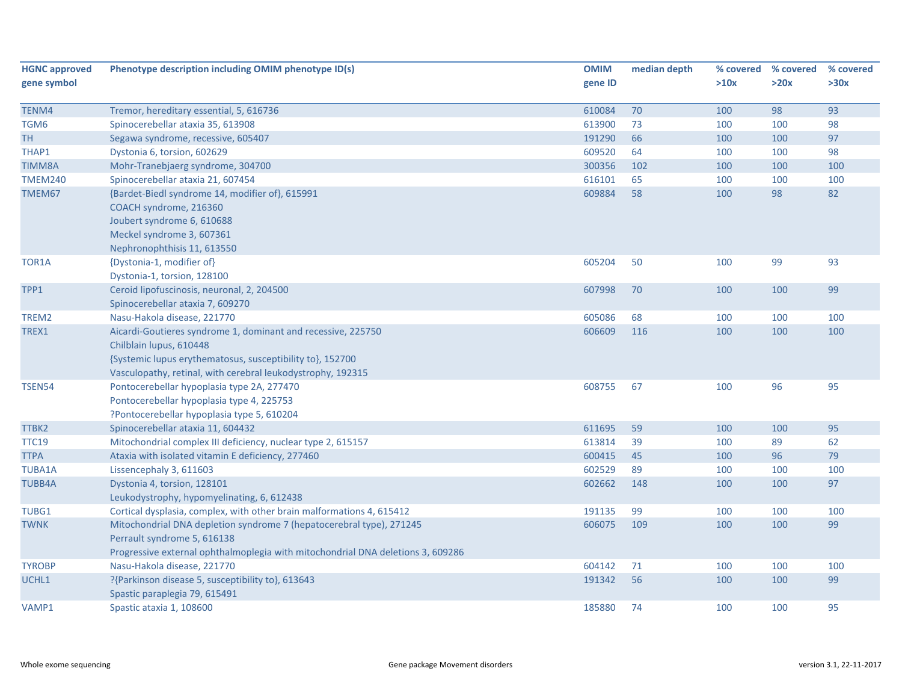| HGNC approved gene symbol | Phenotype description including OMIM phenotype ID(s) | OMIM gene ID | median depth | % covered >10x | % covered >20x | % covered >30x |
|---|---|---|---|---|---|---|
| TENM4 | Tremor, hereditary essential, 5, 616736 | 610084 | 70 | 100 | 98 | 93 |
| TGM6 | Spinocerebellar ataxia 35, 613908 | 613900 | 73 | 100 | 100 | 98 |
| TH | Segawa syndrome, recessive, 605407 | 191290 | 66 | 100 | 100 | 97 |
| THAP1 | Dystonia 6, torsion, 602629 | 609520 | 64 | 100 | 100 | 98 |
| TIMM8A | Mohr-Tranebjaerg syndrome, 304700 | 300356 | 102 | 100 | 100 | 100 |
| TMEM240 | Spinocerebellar ataxia 21, 607454 | 616101 | 65 | 100 | 100 | 100 |
| TMEM67 | {Bardet-Biedl syndrome 14, modifier of}, 615991<br>COACH syndrome, 216360<br>Joubert syndrome 6, 610688<br>Meckel syndrome 3, 607361<br>Nephronophthisis 11, 613550 | 609884 | 58 | 100 | 98 | 82 |
| TOR1A | {Dystonia-1, modifier of}<br>Dystonia-1, torsion, 128100 | 605204 | 50 | 100 | 99 | 93 |
| TPP1 | Ceroid lipofuscinosis, neuronal, 2, 204500<br>Spinocerebellar ataxia 7, 609270 | 607998 | 70 | 100 | 100 | 99 |
| TREM2 | Nasu-Hakola disease, 221770 | 605086 | 68 | 100 | 100 | 100 |
| TREX1 | Aicardi-Goutieres syndrome 1, dominant and recessive, 225750<br>Chilblain lupus, 610448<br>{Systemic lupus erythematosus, susceptibility to}, 152700<br>Vasculopathy, retinal, with cerebral leukodystrophy, 192315 | 606609 | 116 | 100 | 100 | 100 |
| TSEN54 | Pontocerebellar hypoplasia type 2A, 277470<br>Pontocerebellar hypoplasia type 4, 225753<br>?Pontocerebellar hypoplasia type 5, 610204 | 608755 | 67 | 100 | 96 | 95 |
| TTBK2 | Spinocerebellar ataxia 11, 604432 | 611695 | 59 | 100 | 100 | 95 |
| TTC19 | Mitochondrial complex III deficiency, nuclear type 2, 615157 | 613814 | 39 | 100 | 89 | 62 |
| TTPA | Ataxia with isolated vitamin E deficiency, 277460 | 600415 | 45 | 100 | 96 | 79 |
| TUBA1A | Lissencephaly 3, 611603 | 602529 | 89 | 100 | 100 | 100 |
| TUBB4A | Dystonia 4, torsion, 128101<br>Leukodystrophy, hypomyelinating, 6, 612438 | 602662 | 148 | 100 | 100 | 97 |
| TUBG1 | Cortical dysplasia, complex, with other brain malformations 4, 615412 | 191135 | 99 | 100 | 100 | 100 |
| TWNK | Mitochondrial DNA depletion syndrome 7 (hepatocerebral type), 271245<br>Perrault syndrome 5, 616138<br>Progressive external ophthalmoplegia with mitochondrial DNA deletions 3, 609286 | 606075 | 109 | 100 | 100 | 99 |
| TYROBP | Nasu-Hakola disease, 221770 | 604142 | 71 | 100 | 100 | 100 |
| UCHL1 | ?{Parkinson disease 5, susceptibility to}, 613643<br>Spastic paraplegia 79, 615491 | 191342 | 56 | 100 | 100 | 99 |
| VAMP1 | Spastic ataxia 1, 108600 | 185880 | 74 | 100 | 100 | 95 |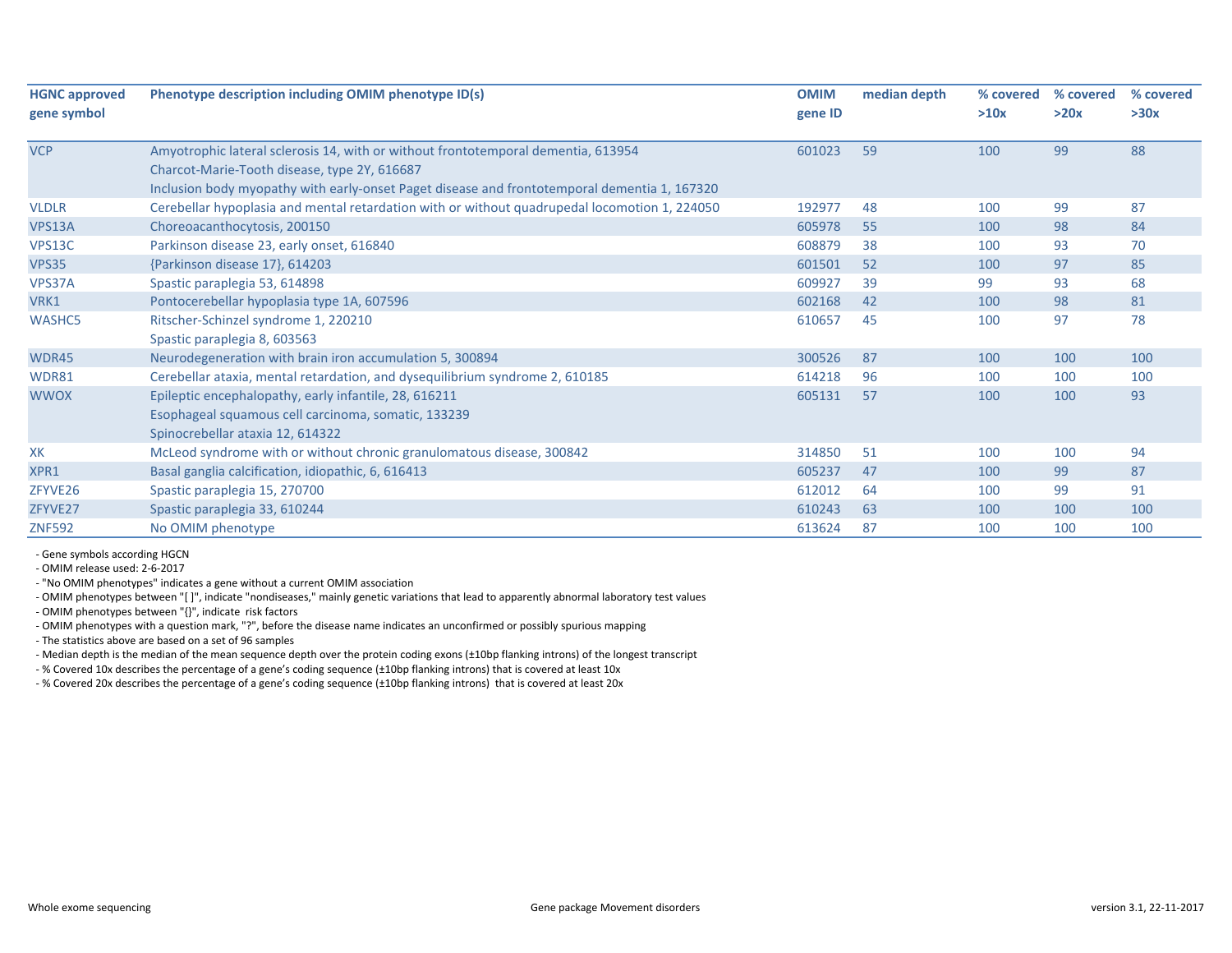| HGNC approved gene symbol | Phenotype description including OMIM phenotype ID(s) | OMIM gene ID | median depth | % covered >10x | % covered >20x | % covered >30x |
|---|---|---|---|---|---|---|
| VCP | Amyotrophic lateral sclerosis 14, with or without frontotemporal dementia, 613954<br>Charcot-Marie-Tooth disease, type 2Y, 616687<br>Inclusion body myopathy with early-onset Paget disease and frontotemporal dementia 1, 167320 | 601023 | 59 | 100 | 99 | 88 |
| VLDLR | Cerebellar hypoplasia and mental retardation with or without quadrupedal locomotion 1, 224050 | 192977 | 48 | 100 | 99 | 87 |
| VPS13A | Choreoacanthocytosis, 200150 | 605978 | 55 | 100 | 98 | 84 |
| VPS13C | Parkinson disease 23, early onset, 616840 | 608879 | 38 | 100 | 93 | 70 |
| VPS35 | {Parkinson disease 17}, 614203 | 601501 | 52 | 100 | 97 | 85 |
| VPS37A | Spastic paraplegia 53, 614898 | 609927 | 39 | 99 | 93 | 68 |
| VRK1 | Pontocerebellar hypoplasia type 1A, 607596 | 602168 | 42 | 100 | 98 | 81 |
| WASHC5 | Ritscher-Schinzel syndrome 1, 220210<br>Spastic paraplegia 8, 603563 | 610657 | 45 | 100 | 97 | 78 |
| WDR45 | Neurodegeneration with brain iron accumulation 5, 300894 | 300526 | 87 | 100 | 100 | 100 |
| WDR81 | Cerebellar ataxia, mental retardation, and dysequilibrium syndrome 2, 610185 | 614218 | 96 | 100 | 100 | 100 |
| WWOX | Epileptic encephalopathy, early infantile, 28, 616211<br>Esophageal squamous cell carcinoma, somatic, 133239<br>Spinocrebellar ataxia 12, 614322 | 605131 | 57 | 100 | 100 | 93 |
| XK | McLeod syndrome with or without chronic granulomatous disease, 300842 | 314850 | 51 | 100 | 100 | 94 |
| XPR1 | Basal ganglia calcification, idiopathic, 6, 616413 | 605237 | 47 | 100 | 99 | 87 |
| ZFYVE26 | Spastic paraplegia 15, 270700 | 612012 | 64 | 100 | 99 | 91 |
| ZFYVE27 | Spastic paraplegia 33, 610244 | 610243 | 63 | 100 | 100 | 100 |
| ZNF592 | No OMIM phenotype | 613624 | 87 | 100 | 100 | 100 |

- Gene symbols according HGCN
- OMIM release used: 2-6-2017
- "No OMIM phenotypes" indicates a gene without a current OMIM association
- OMIM phenotypes between "[ ]", indicate "nondiseases," mainly genetic variations that lead to apparently abnormal laboratory test values
- OMIM phenotypes between "{}", indicate risk factors
- OMIM phenotypes with a question mark, "?", before the disease name indicates an unconfirmed or possibly spurious mapping
- The statistics above are based on a set of 96 samples
- Median depth is the median of the mean sequence depth over the protein coding exons (±10bp flanking introns) of the longest transcript
- % Covered 10x describes the percentage of a gene's coding sequence (±10bp flanking introns) that is covered at least 10x
- % Covered 20x describes the percentage of a gene's coding sequence (±10bp flanking introns) that is covered at least 20x